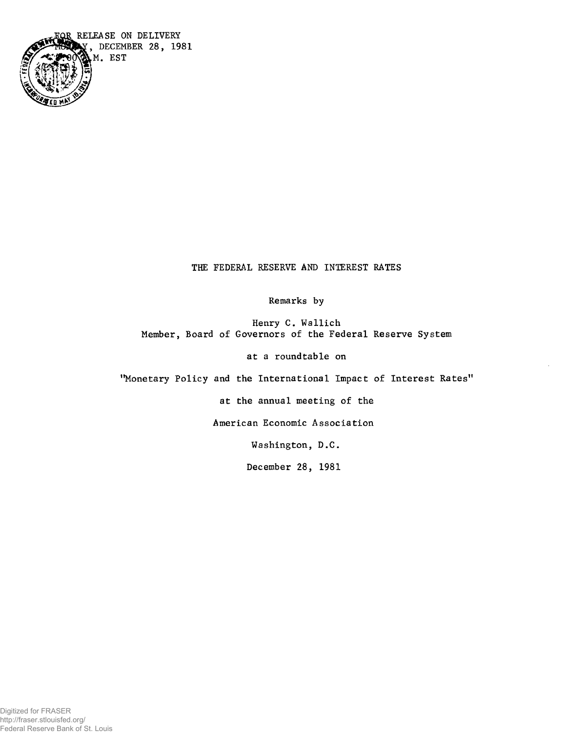FOR RELEASE ON DELIVERY
MONDAY, DECEMBER 28, 1981
8:00 A.M. EST

# THE FEDERAL RESERVE AND INTEREST RATES

Remarks by

Henry C. Wallich
Member, Board of Governors of the Federal Reserve System

at a roundtable on

"Monetary Policy and the International Impact of Interest Rates"

at the annual meeting of the

American Economic Association

Washington, D.C.

December 28, 1981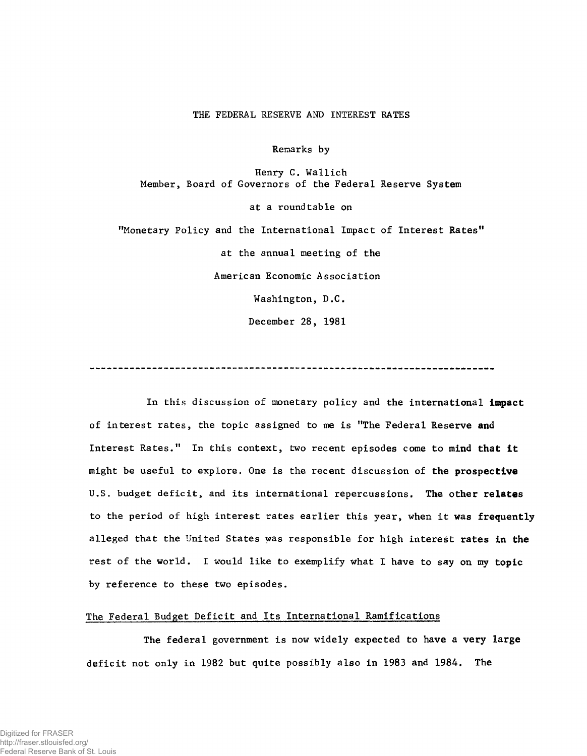THE FEDERAL RESERVE AND INTEREST RATES

Remarks by

Henry C. Wallich
Member, Board of Governors of the Federal Reserve System

at a roundtable on

"Monetary Policy and the International Impact of Interest Rates"

at the annual meeting of the

American Economic Association

Washington, D.C.

December 28, 1981

---

In this discussion of monetary policy and the international impact of interest rates, the topic assigned to me is "The Federal Reserve and Interest Rates." In this context, two recent episodes come to mind that it might be useful to explore. One is the recent discussion of the prospective U.S. budget deficit, and its international repercussions. The other relates to the period of high interest rates earlier this year, when it was frequently alleged that the United States was responsible for high interest rates in the rest of the world. I would like to exemplify what I have to say on my topic by reference to these two episodes.

## The Federal Budget Deficit and Its International Ramifications

The federal government is now widely expected to have a very large deficit not only in 1982 but quite possibly also in 1983 and 1984. The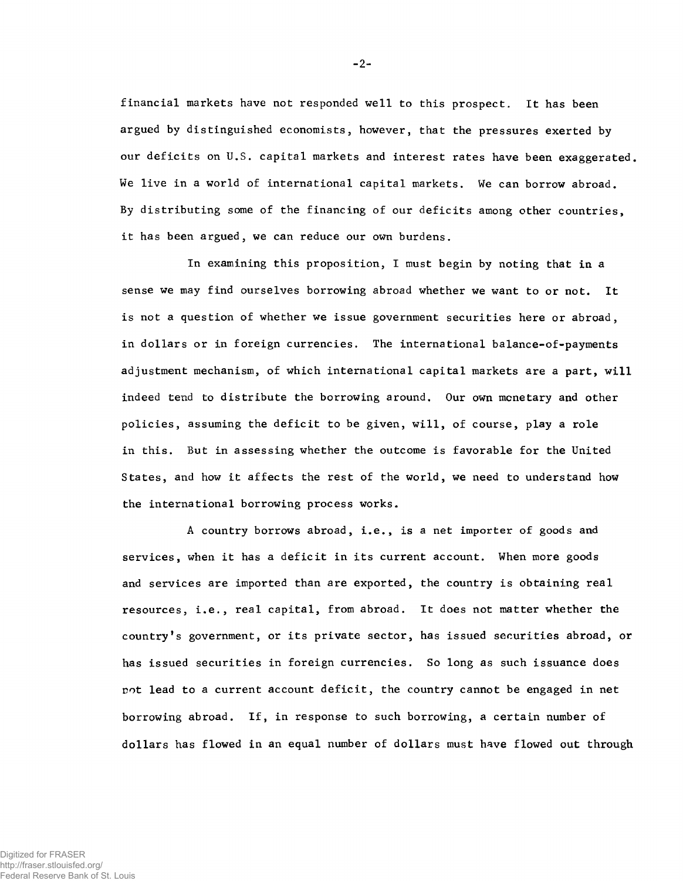financial markets have not responded well to this prospect. It has been argued by distinguished economists, however, that the pressures exerted by our deficits on U.S. capital markets and interest rates have been exaggerated. We live in a world of international capital markets. We can borrow abroad. By distributing some of the financing of our deficits among other countries, it has been argued, we can reduce our own burdens.

In examining this proposition, I must begin by noting that in a sense we may find ourselves borrowing abroad whether we want to or not. It is not a question of whether we issue government securities here or abroad, in dollars or in foreign currencies. The international balance-of-payments adjustment mechanism, of which international capital markets are a part, will indeed tend to distribute the borrowing around. Our own monetary and other policies, assuming the deficit to be given, will, of course, play a role in this. But in assessing whether the outcome is favorable for the United States, and how it affects the rest of the world, we need to understand how the international borrowing process works.

A country borrows abroad, i.e., is a net importer of goods and services, when it has a deficit in its current account. When more goods and services are imported than are exported, the country is obtaining real resources, i.e., real capital, from abroad. It does not matter whether the country's government, or its private sector, has issued securities abroad, or has issued securities in foreign currencies. So long as such issuance does not lead to a current account deficit, the country cannot be engaged in net borrowing abroad. If, in response to such borrowing, a certain number of dollars has flowed in an equal number of dollars must have flowed out through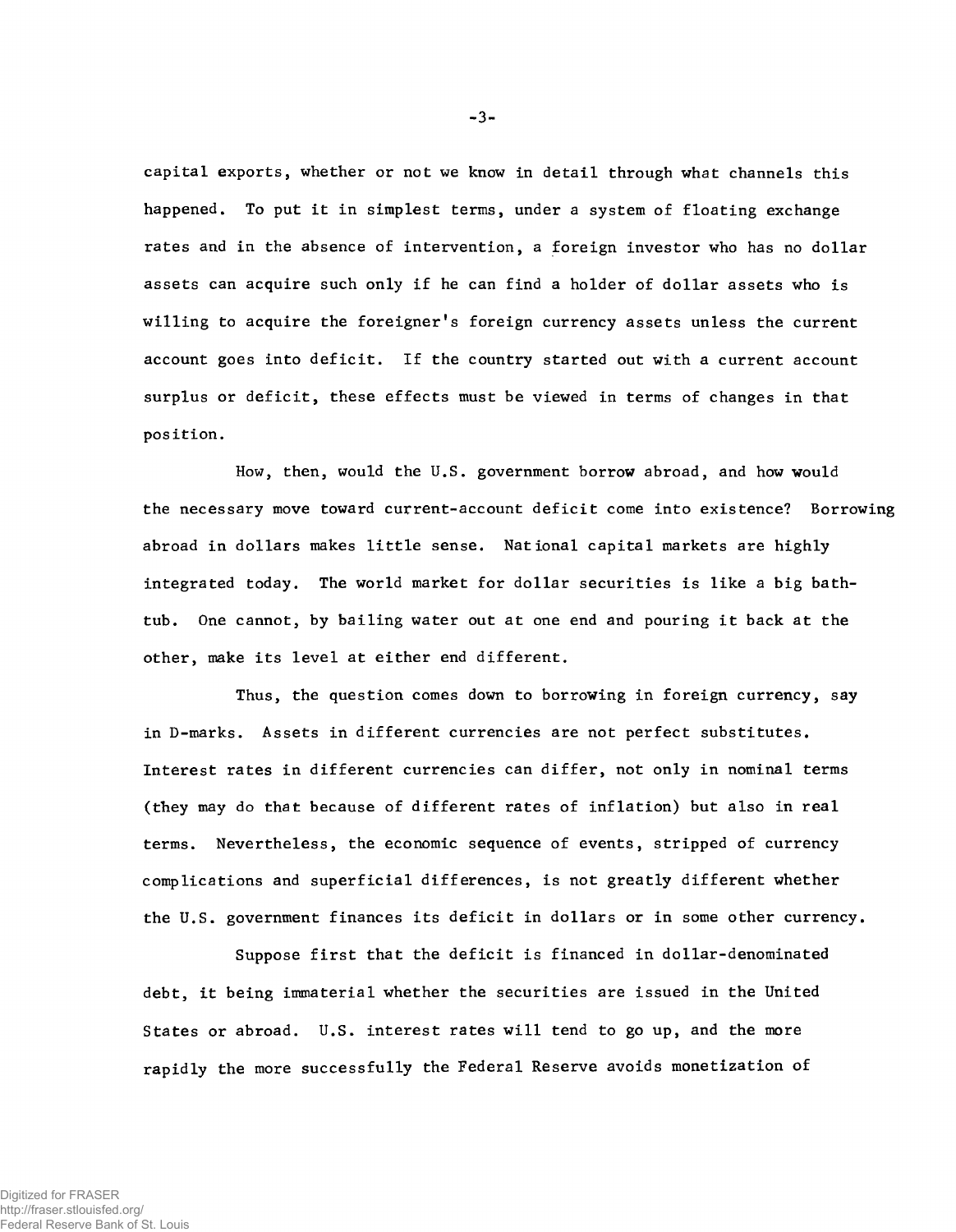capital exports, whether or not we know in detail through what channels this happened. To put it in simplest terms, under a system of floating exchange rates and in the absence of intervention, a foreign investor who has no dollar assets can acquire such only if he can find a holder of dollar assets who is willing to acquire the foreigner's foreign currency assets unless the current account goes into deficit. If the country started out with a current account surplus or deficit, these effects must be viewed in terms of changes in that position.

How, then, would the U.S. government borrow abroad, and how would the necessary move toward current-account deficit come into existence? Borrowing abroad in dollars makes little sense. National capital markets are highly integrated today. The world market for dollar securities is like a big bathtub. One cannot, by bailing water out at one end and pouring it back at the other, make its level at either end different.

Thus, the question comes down to borrowing in foreign currency, say in D-marks. Assets in different currencies are not perfect substitutes. Interest rates in different currencies can differ, not only in nominal terms (they may do that because of different rates of inflation) but also in real terms. Nevertheless, the economic sequence of events, stripped of currency complications and superficial differences, is not greatly different whether the U.S. government finances its deficit in dollars or in some other currency.

Suppose first that the deficit is financed in dollar-denominated debt, it being immaterial whether the securities are issued in the United States or abroad. U.S. interest rates will tend to go up, and the more rapidly the more successfully the Federal Reserve avoids monetization of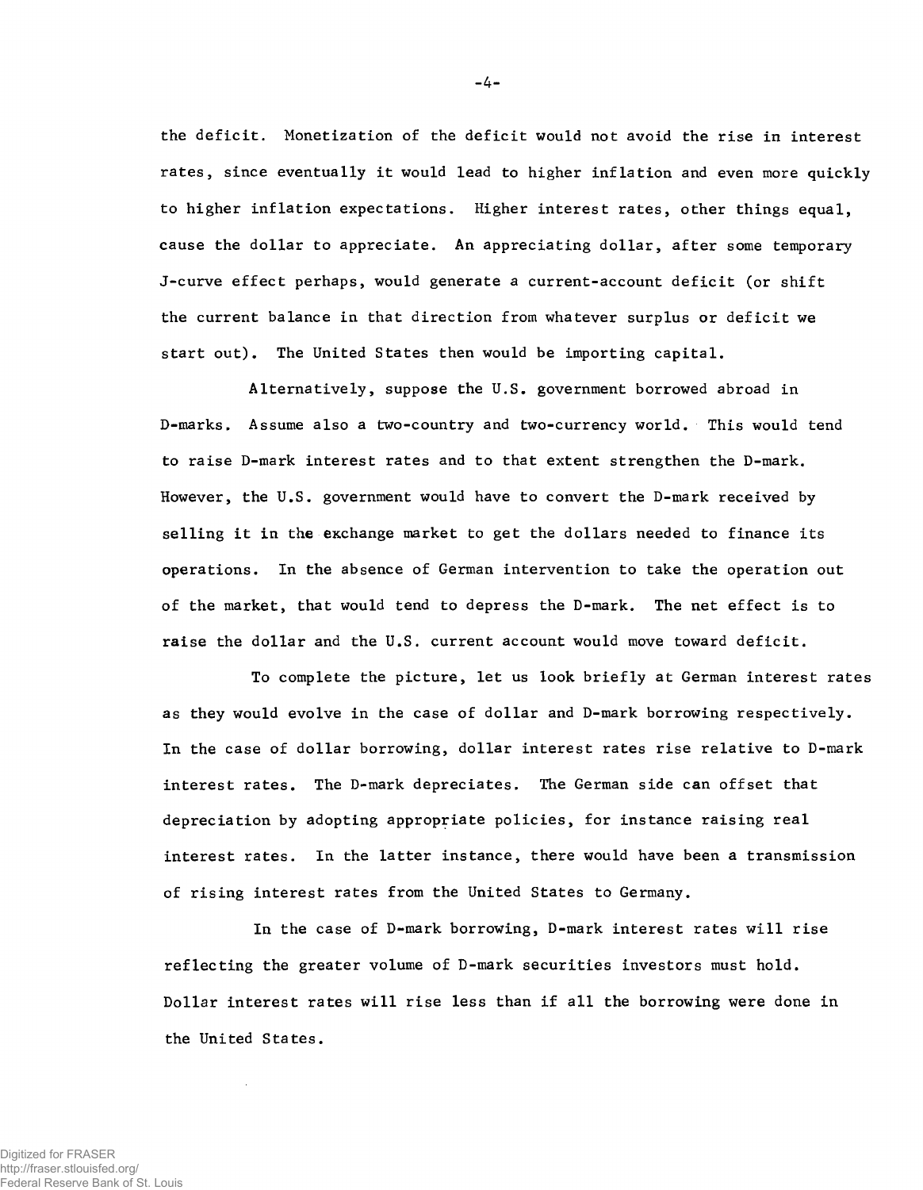the deficit. Monetization of the deficit would not avoid the rise in interest rates, since eventually it would lead to higher inflation and even more quickly to higher inflation expectations. Higher interest rates, other things equal, cause the dollar to appreciate. An appreciating dollar, after some temporary J-curve effect perhaps, would generate a current-account deficit (or shift the current balance in that direction from whatever surplus or deficit we start out). The United States then would be importing capital.

Alternatively, suppose the U.S. government borrowed abroad in D-marks. Assume also a two-country and two-currency world. This would tend to raise D-mark interest rates and to that extent strengthen the D-mark. However, the U.S. government would have to convert the D-mark received by selling it in the exchange market to get the dollars needed to finance its operations. In the absence of German intervention to take the operation out of the market, that would tend to depress the D-mark. The net effect is to raise the dollar and the U.S. current account would move toward deficit.

To complete the picture, let us look briefly at German interest rates as they would evolve in the case of dollar and D-mark borrowing respectively. In the case of dollar borrowing, dollar interest rates rise relative to D-mark interest rates. The D-mark depreciates. The German side can offset that depreciation by adopting appropriate policies, for instance raising real interest rates. In the latter instance, there would have been a transmission of rising interest rates from the United States to Germany.

In the case of D-mark borrowing, D-mark interest rates will rise reflecting the greater volume of D-mark securities investors must hold. Dollar interest rates will rise less than if all the borrowing were done in the United States.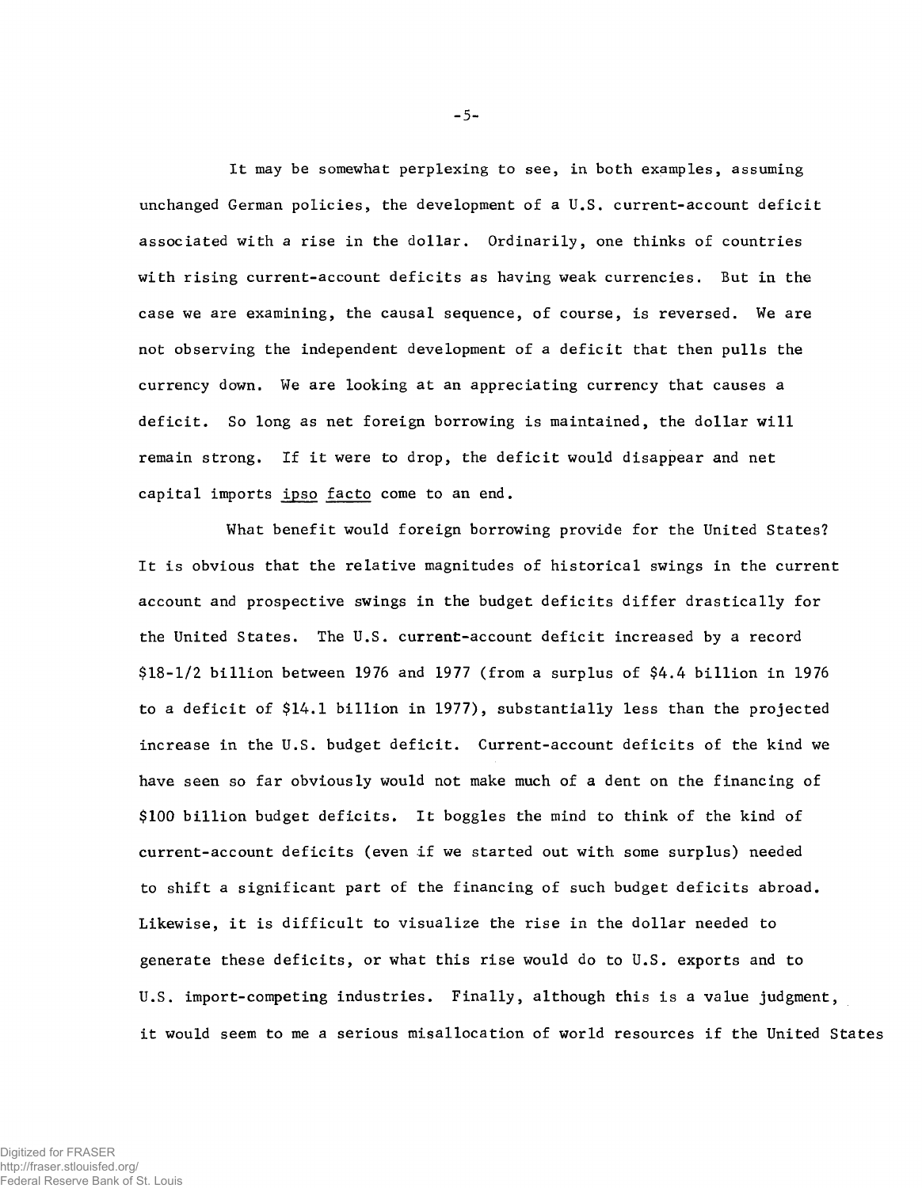It may be somewhat perplexing to see, in both examples, assuming unchanged German policies, the development of a U.S. current-account deficit associated with a rise in the dollar. Ordinarily, one thinks of countries with rising current-account deficits as having weak currencies. But in the case we are examining, the causal sequence, of course, is reversed. We are not observing the independent development of a deficit that then pulls the currency down. We are looking at an appreciating currency that causes a deficit. So long as net foreign borrowing is maintained, the dollar will remain strong. If it were to drop, the deficit would disappear and net capital imports _ipso facto_ come to an end.

What benefit would foreign borrowing provide for the United States? It is obvious that the relative magnitudes of historical swings in the current account and prospective swings in the budget deficits differ drastically for the United States. The U.S. current-account deficit increased by a record $18-1/2 billion between 1976 and 1977 (from a surplus of $4.4 billion in 1976 to a deficit of $14.1 billion in 1977), substantially less than the projected increase in the U.S. budget deficit. Current-account deficits of the kind we have seen so far obviously would not make much of a dent on the financing of $100 billion budget deficits. It boggles the mind to think of the kind of current-account deficits (even if we started out with some surplus) needed to shift a significant part of the financing of such budget deficits abroad. Likewise, it is difficult to visualize the rise in the dollar needed to generate these deficits, or what this rise would do to U.S. exports and to U.S. import-competing industries. Finally, although this is a value judgment, it would seem to me a serious misallocation of world resources if the United States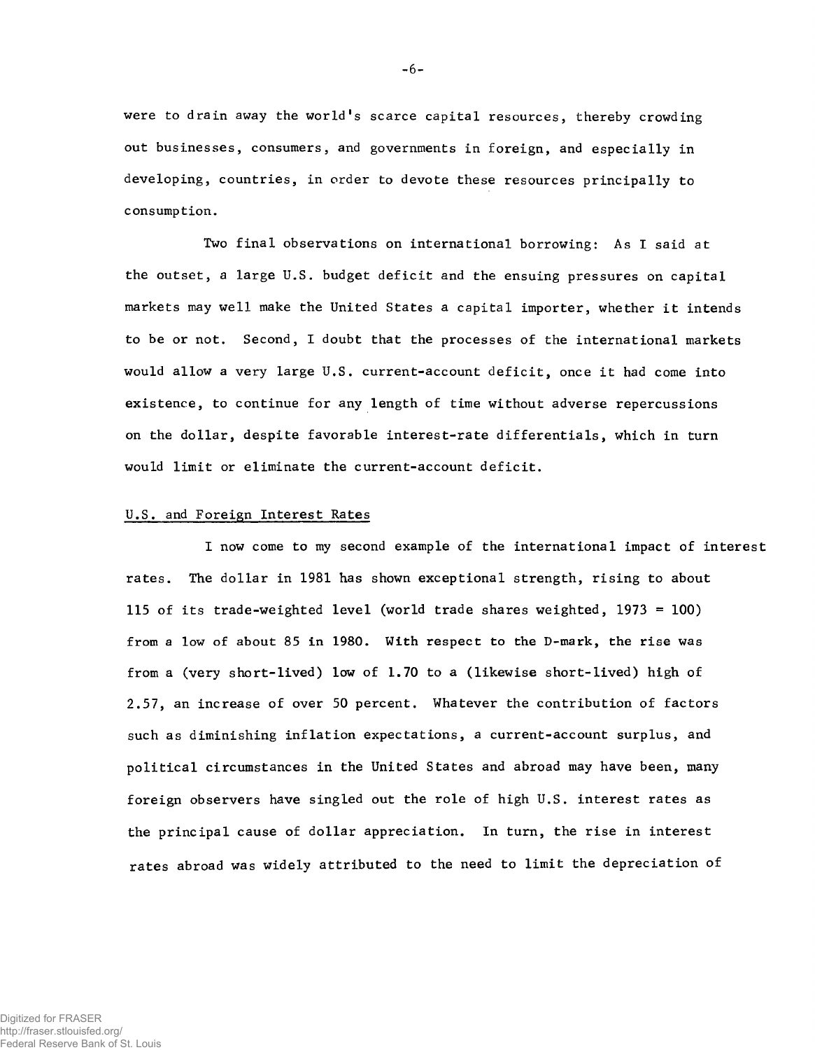were to drain away the world's scarce capital resources, thereby crowding out businesses, consumers, and governments in foreign, and especially in developing, countries, in order to devote these resources principally to consumption.

Two final observations on international borrowing: As I said at the outset, a large U.S. budget deficit and the ensuing pressures on capital markets may well make the United States a capital importer, whether it intends to be or not. Second, I doubt that the processes of the international markets would allow a very large U.S. current-account deficit, once it had come into existence, to continue for any length of time without adverse repercussions on the dollar, despite favorable interest-rate differentials, which in turn would limit or eliminate the current-account deficit.

## U.S. and Foreign Interest Rates

I now come to my second example of the international impact of interest rates. The dollar in 1981 has shown exceptional strength, rising to about 115 of its trade-weighted level (world trade shares weighted, 1973 = 100) from a low of about 85 in 1980. With respect to the D-mark, the rise was from a (very short-lived) low of 1.70 to a (likewise short-lived) high of 2.57, an increase of over 50 percent. Whatever the contribution of factors such as diminishing inflation expectations, a current-account surplus, and political circumstances in the United States and abroad may have been, many foreign observers have singled out the role of high U.S. interest rates as the principal cause of dollar appreciation. In turn, the rise in interest rates abroad was widely attributed to the need to limit the depreciation of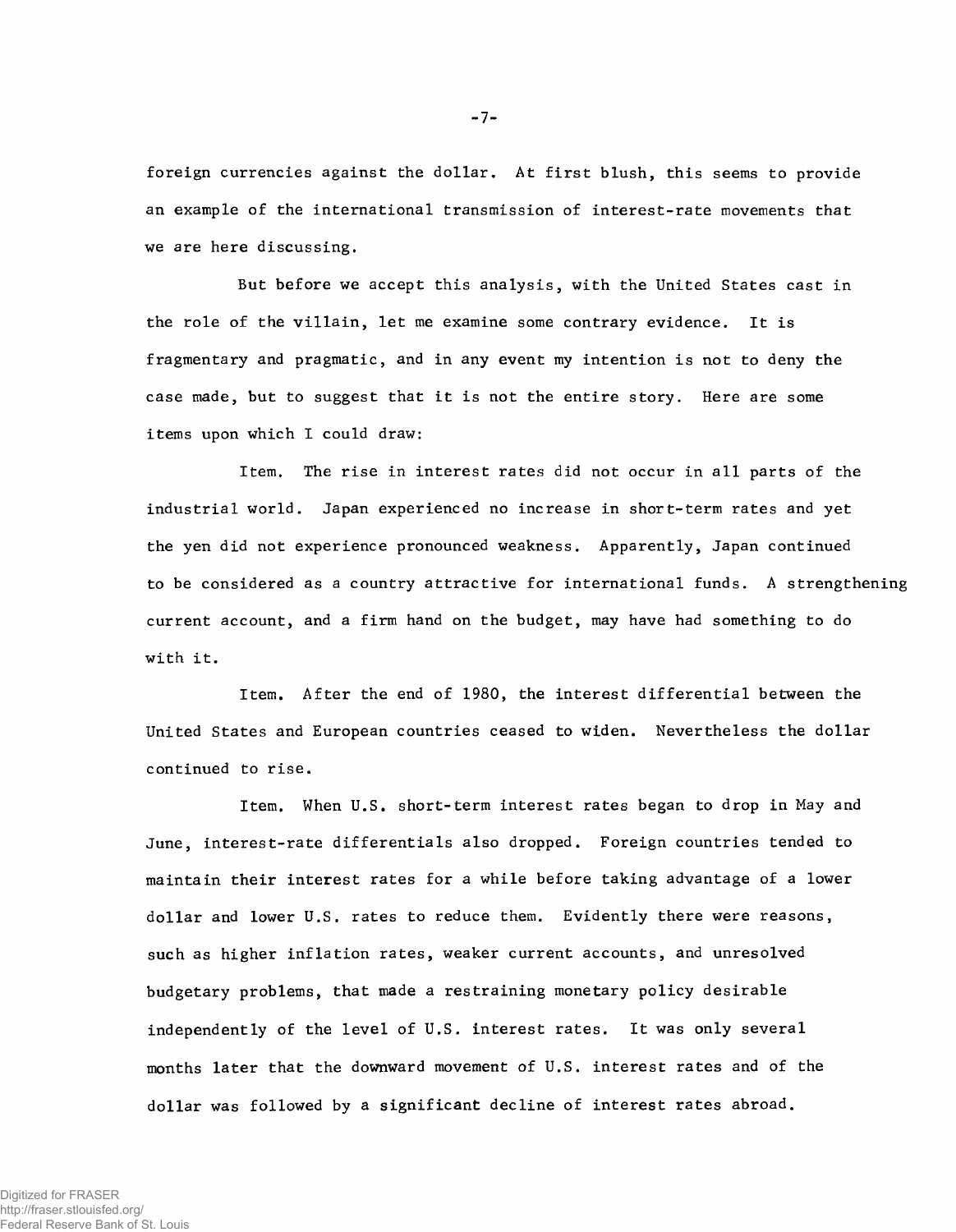foreign currencies against the dollar. At first blush, this seems to provide an example of the international transmission of interest-rate movements that we are here discussing.

But before we accept this analysis, with the United States cast in the role of the villain, let me examine some contrary evidence. It is fragmentary and pragmatic, and in any event my intention is not to deny the case made, but to suggest that it is not the entire story. Here are some items upon which I could draw:

Item. The rise in interest rates did not occur in all parts of the industrial world. Japan experienced no increase in short-term rates and yet the yen did not experience pronounced weakness. Apparently, Japan continued to be considered as a country attractive for international funds. A strengthening current account, and a firm hand on the budget, may have had something to do with it.

Item. After the end of 1980, the interest differential between the United States and European countries ceased to widen. Nevertheless the dollar continued to rise.

Item. When U.S. short-term interest rates began to drop in May and June, interest-rate differentials also dropped. Foreign countries tended to maintain their interest rates for a while before taking advantage of a lower dollar and lower U.S. rates to reduce them. Evidently there were reasons, such as higher inflation rates, weaker current accounts, and unresolved budgetary problems, that made a restraining monetary policy desirable independently of the level of U.S. interest rates. It was only several months later that the downward movement of U.S. interest rates and of the dollar was followed by a significant decline of interest rates abroad.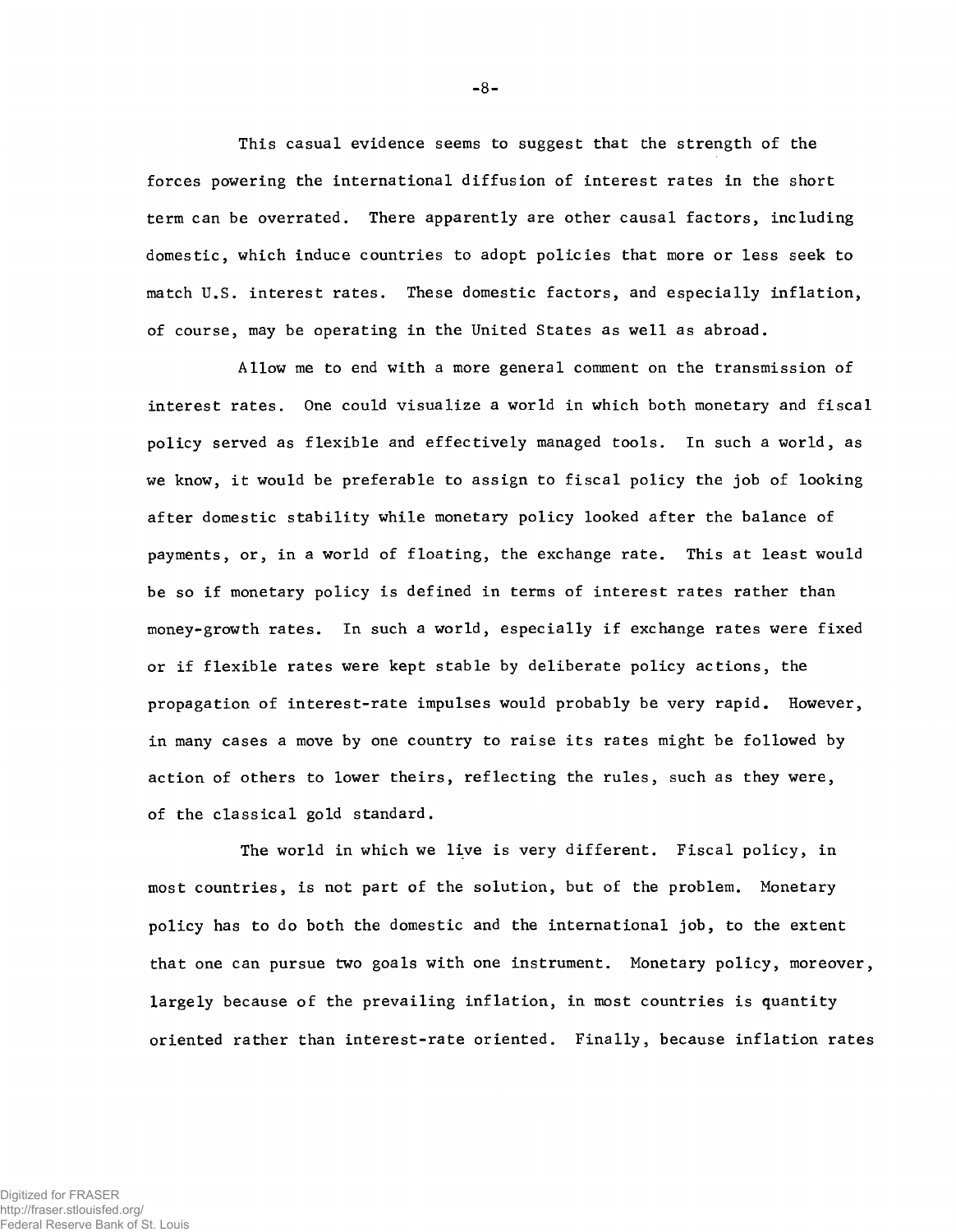This casual evidence seems to suggest that the strength of the forces powering the international diffusion of interest rates in the short term can be overrated. There apparently are other causal factors, including domestic, which induce countries to adopt policies that more or less seek to match U.S. interest rates. These domestic factors, and especially inflation, of course, may be operating in the United States as well as abroad.

Allow me to end with a more general comment on the transmission of interest rates. One could visualize a world in which both monetary and fiscal policy served as flexible and effectively managed tools. In such a world, as we know, it would be preferable to assign to fiscal policy the job of looking after domestic stability while monetary policy looked after the balance of payments, or, in a world of floating, the exchange rate. This at least would be so if monetary policy is defined in terms of interest rates rather than money-growth rates. In such a world, especially if exchange rates were fixed or if flexible rates were kept stable by deliberate policy actions, the propagation of interest-rate impulses would probably be very rapid. However, in many cases a move by one country to raise its rates might be followed by action of others to lower theirs, reflecting the rules, such as they were, of the classical gold standard.

The world in which we live is very different. Fiscal policy, in most countries, is not part of the solution, but of the problem. Monetary policy has to do both the domestic and the international job, to the extent that one can pursue two goals with one instrument. Monetary policy, moreover, largely because of the prevailing inflation, in most countries is quantity oriented rather than interest-rate oriented. Finally, because inflation rates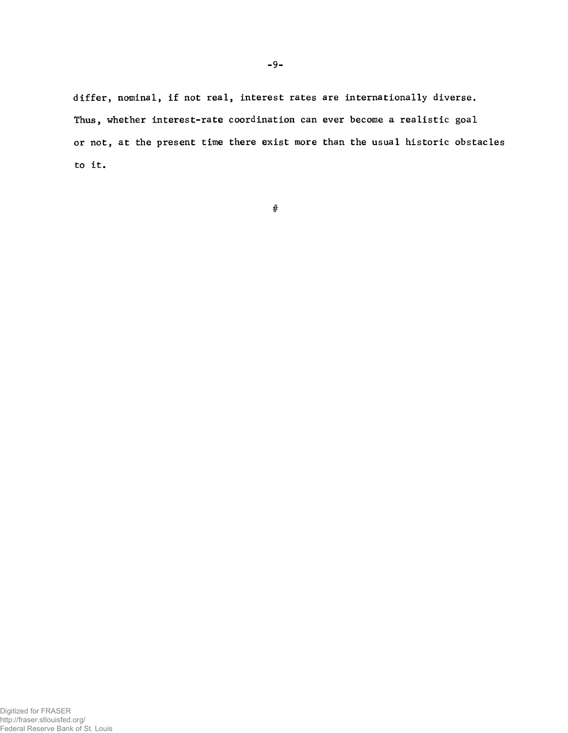differ, nominal, if not real, interest rates are internationally diverse. Thus, whether interest-rate coordination can ever become a realistic goal or not, at the present time there exist more than the usual historic obstacles to it.

#